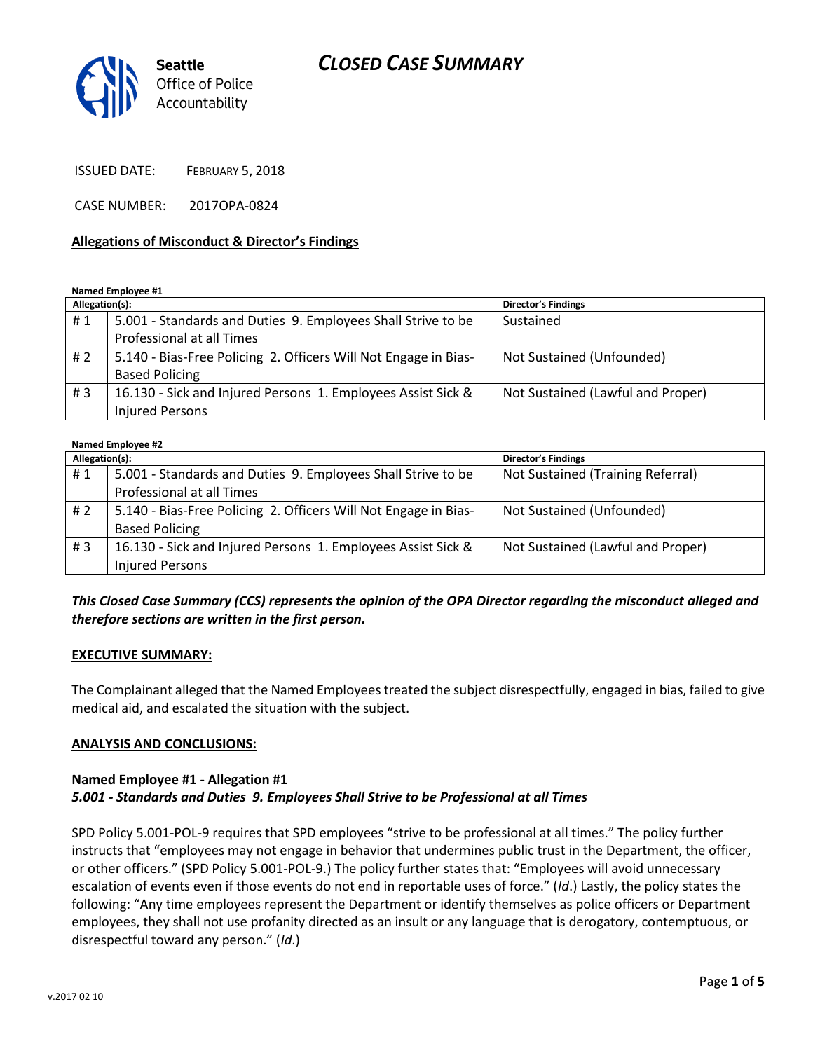Seattle Office of Police Accountability

# CLOSED CASE SUMMARY

ISSUED DATE: FEBRUARY 5, 2018

CASE NUMBER: 2017OPA-0824

**Allegations of Misconduct & Director's Findings**

**Named Employee #1**

| Allegation(s): | | Director's Findings |
|---|---|---|
| # 1 | 5.001 - Standards and Duties 9. Employees Shall Strive to be Professional at all Times | Sustained |
| # 2 | 5.140 - Bias-Free Policing 2. Officers Will Not Engage in Bias-Based Policing | Not Sustained (Unfounded) |
| # 3 | 16.130 - Sick and Injured Persons 1. Employees Assist Sick & Injured Persons | Not Sustained (Lawful and Proper) |

**Named Employee #2**

| Allegation(s): | | Director's Findings |
|---|---|---|
| # 1 | 5.001 - Standards and Duties 9. Employees Shall Strive to be Professional at all Times | Not Sustained (Training Referral) |
| # 2 | 5.140 - Bias-Free Policing 2. Officers Will Not Engage in Bias-Based Policing | Not Sustained (Unfounded) |
| # 3 | 16.130 - Sick and Injured Persons 1. Employees Assist Sick & Injured Persons | Not Sustained (Lawful and Proper) |

***This Closed Case Summary (CCS) represents the opinion of the OPA Director regarding the misconduct alleged and therefore sections are written in the first person.***

**EXECUTIVE SUMMARY:**

The Complainant alleged that the Named Employees treated the subject disrespectfully, engaged in bias, failed to give medical aid, and escalated the situation with the subject.

**ANALYSIS AND CONCLUSIONS:**

**Named Employee #1 - Allegation #1**
***5.001 - Standards and Duties 9. Employees Shall Strive to be Professional at all Times***

SPD Policy 5.001-POL-9 requires that SPD employees "strive to be professional at all times." The policy further instructs that "employees may not engage in behavior that undermines public trust in the Department, the officer, or other officers." (SPD Policy 5.001-POL-9.) The policy further states that: "Employees will avoid unnecessary escalation of events even if those events do not end in reportable uses of force." (*Id*.) Lastly, the policy states the following: "Any time employees represent the Department or identify themselves as police officers or Department employees, they shall not use profanity directed as an insult or any language that is derogatory, contemptuous, or disrespectful toward any person." (*Id*.)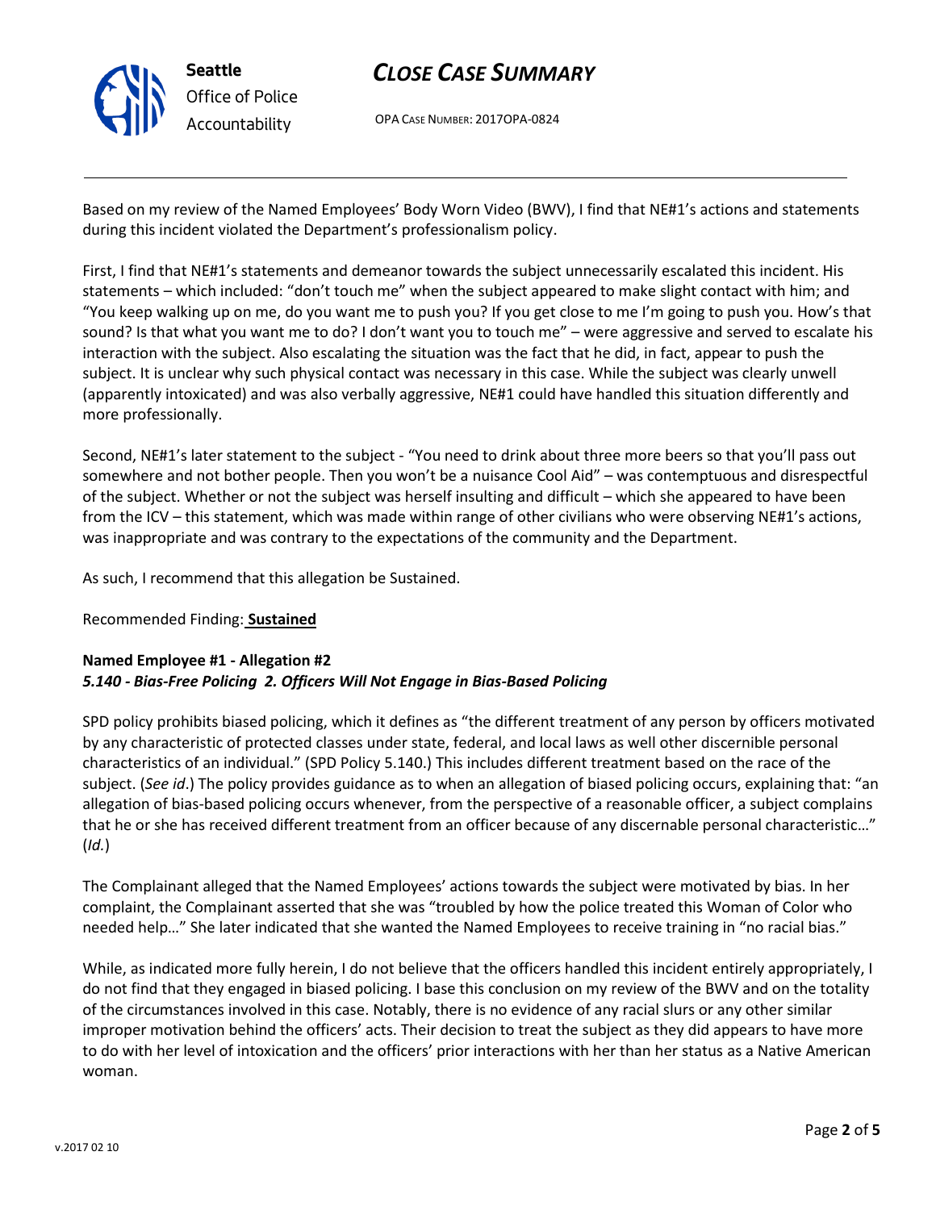Based on my review of the Named Employees' Body Worn Video (BWV), I find that NE#1's actions and statements during this incident violated the Department's professionalism policy.

First, I find that NE#1's statements and demeanor towards the subject unnecessarily escalated this incident. His statements – which included: "don't touch me" when the subject appeared to make slight contact with him; and "You keep walking up on me, do you want me to push you? If you get close to me I'm going to push you. How's that sound? Is that what you want me to do? I don't want you to touch me" – were aggressive and served to escalate his interaction with the subject. Also escalating the situation was the fact that he did, in fact, appear to push the subject. It is unclear why such physical contact was necessary in this case. While the subject was clearly unwell (apparently intoxicated) and was also verbally aggressive, NE#1 could have handled this situation differently and more professionally.

Second, NE#1's later statement to the subject - "You need to drink about three more beers so that you'll pass out somewhere and not bother people. Then you won't be a nuisance Cool Aid" – was contemptuous and disrespectful of the subject. Whether or not the subject was herself insulting and difficult – which she appeared to have been from the ICV – this statement, which was made within range of other civilians who were observing NE#1's actions, was inappropriate and was contrary to the expectations of the community and the Department.

As such, I recommend that this allegation be Sustained.

Recommended Finding: **Sustained**

**Named Employee #1 - Allegation #2**
***5.140 - Bias-Free Policing 2. Officers Will Not Engage in Bias-Based Policing***

SPD policy prohibits biased policing, which it defines as "the different treatment of any person by officers motivated by any characteristic of protected classes under state, federal, and local laws as well other discernible personal characteristics of an individual." (SPD Policy 5.140.) This includes different treatment based on the race of the subject. (*See id*.) The policy provides guidance as to when an allegation of biased policing occurs, explaining that: "an allegation of bias-based policing occurs whenever, from the perspective of a reasonable officer, a subject complains that he or she has received different treatment from an officer because of any discernable personal characteristic…" (*Id.*)

The Complainant alleged that the Named Employees' actions towards the subject were motivated by bias. In her complaint, the Complainant asserted that she was "troubled by how the police treated this Woman of Color who needed help…" She later indicated that she wanted the Named Employees to receive training in "no racial bias."

While, as indicated more fully herein, I do not believe that the officers handled this incident entirely appropriately, I do not find that they engaged in biased policing. I base this conclusion on my review of the BWV and on the totality of the circumstances involved in this case. Notably, there is no evidence of any racial slurs or any other similar improper motivation behind the officers' acts. Their decision to treat the subject as they did appears to have more to do with her level of intoxication and the officers' prior interactions with her than her status as a Native American woman.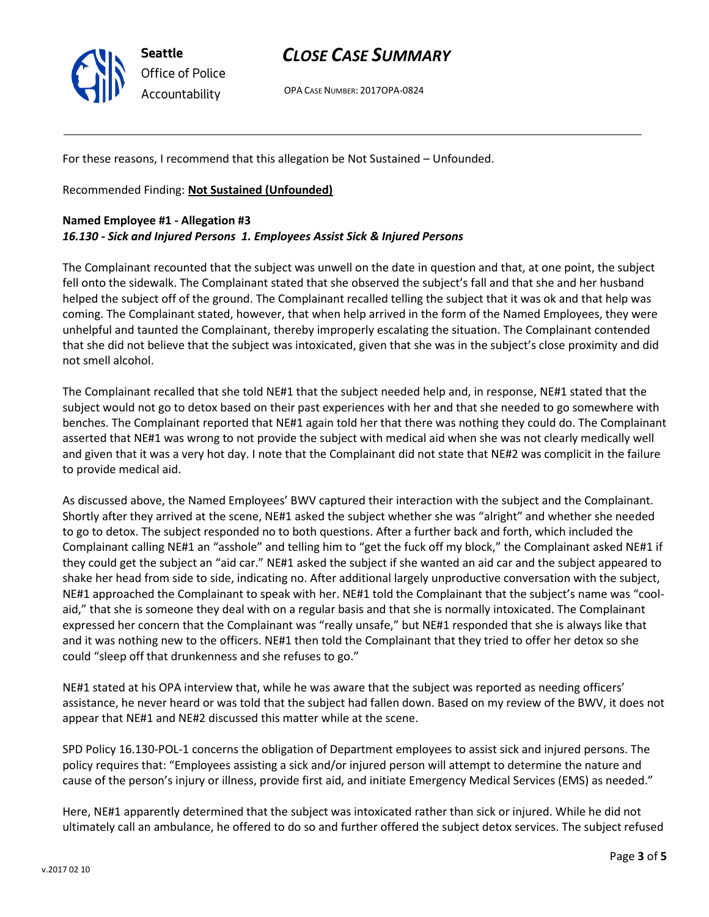For these reasons, I recommend that this allegation be Not Sustained – Unfounded.

Recommended Finding: **Not Sustained (Unfounded)**

**Named Employee #1 - Allegation #3**
***16.130 - Sick and Injured Persons 1. Employees Assist Sick & Injured Persons***

The Complainant recounted that the subject was unwell on the date in question and that, at one point, the subject fell onto the sidewalk. The Complainant stated that she observed the subject's fall and that she and her husband helped the subject off of the ground. The Complainant recalled telling the subject that it was ok and that help was coming. The Complainant stated, however, that when help arrived in the form of the Named Employees, they were unhelpful and taunted the Complainant, thereby improperly escalating the situation. The Complainant contended that she did not believe that the subject was intoxicated, given that she was in the subject's close proximity and did not smell alcohol.

The Complainant recalled that she told NE#1 that the subject needed help and, in response, NE#1 stated that the subject would not go to detox based on their past experiences with her and that she needed to go somewhere with benches. The Complainant reported that NE#1 again told her that there was nothing they could do. The Complainant asserted that NE#1 was wrong to not provide the subject with medical aid when she was not clearly medically well and given that it was a very hot day. I note that the Complainant did not state that NE#2 was complicit in the failure to provide medical aid.

As discussed above, the Named Employees' BWV captured their interaction with the subject and the Complainant. Shortly after they arrived at the scene, NE#1 asked the subject whether she was "alright" and whether she needed to go to detox. The subject responded no to both questions. After a further back and forth, which included the Complainant calling NE#1 an "asshole" and telling him to "get the fuck off my block," the Complainant asked NE#1 if they could get the subject an "aid car." NE#1 asked the subject if she wanted an aid car and the subject appeared to shake her head from side to side, indicating no. After additional largely unproductive conversation with the subject, NE#1 approached the Complainant to speak with her. NE#1 told the Complainant that the subject's name was "cool-aid," that she is someone they deal with on a regular basis and that she is normally intoxicated. The Complainant expressed her concern that the Complainant was "really unsafe," but NE#1 responded that she is always like that and it was nothing new to the officers. NE#1 then told the Complainant that they tried to offer her detox so she could "sleep off that drunkenness and she refuses to go."

NE#1 stated at his OPA interview that, while he was aware that the subject was reported as needing officers' assistance, he never heard or was told that the subject had fallen down. Based on my review of the BWV, it does not appear that NE#1 and NE#2 discussed this matter while at the scene.

SPD Policy 16.130-POL-1 concerns the obligation of Department employees to assist sick and injured persons. The policy requires that: "Employees assisting a sick and/or injured person will attempt to determine the nature and cause of the person's injury or illness, provide first aid, and initiate Emergency Medical Services (EMS) as needed."

Here, NE#1 apparently determined that the subject was intoxicated rather than sick or injured. While he did not ultimately call an ambulance, he offered to do so and further offered the subject detox services. The subject refused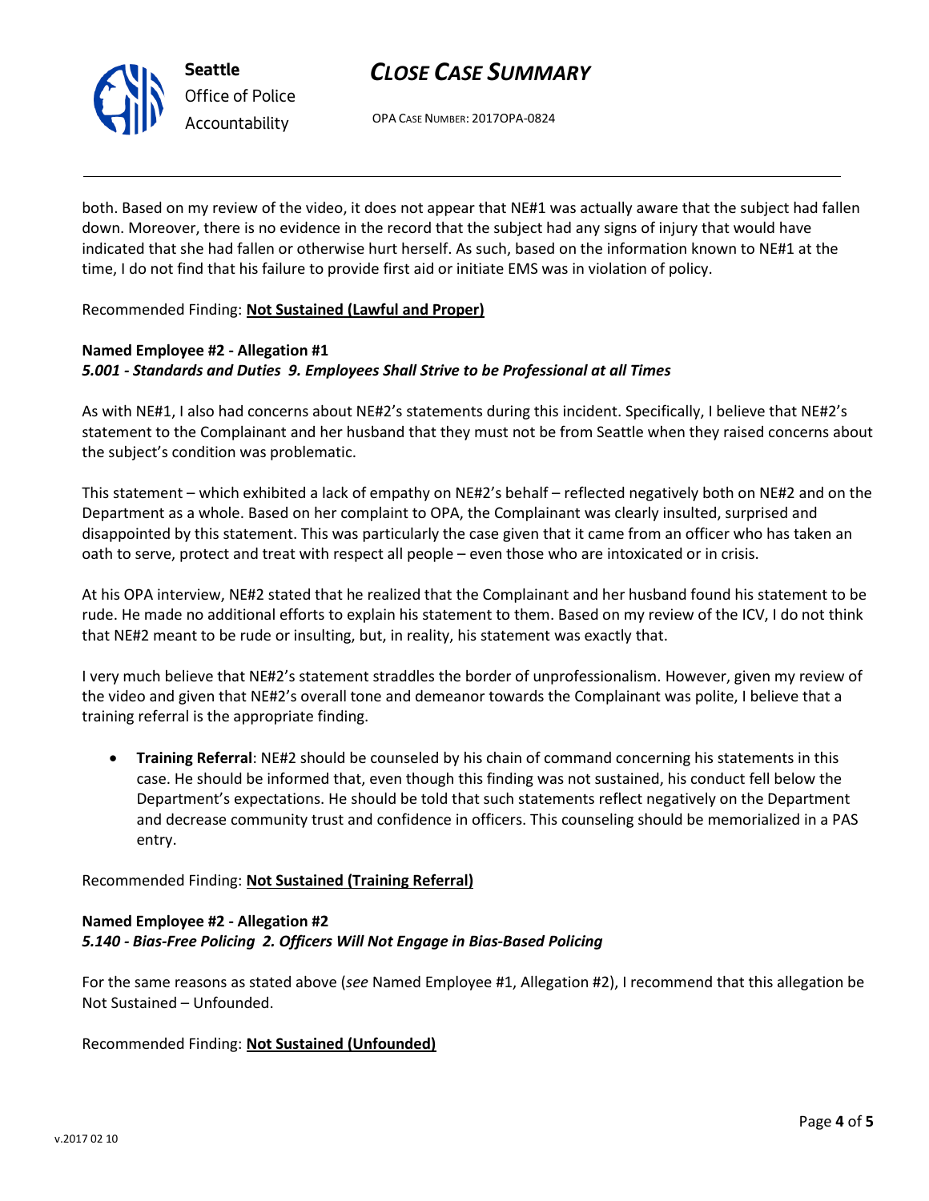both. Based on my review of the video, it does not appear that NE#1 was actually aware that the subject had fallen down. Moreover, there is no evidence in the record that the subject had any signs of injury that would have indicated that she had fallen or otherwise hurt herself. As such, based on the information known to NE#1 at the time, I do not find that his failure to provide first aid or initiate EMS was in violation of policy.

Recommended Finding: **Not Sustained (Lawful and Proper)**

**Named Employee #2 - Allegation #1**
***5.001 - Standards and Duties 9. Employees Shall Strive to be Professional at all Times***

As with NE#1, I also had concerns about NE#2's statements during this incident. Specifically, I believe that NE#2's statement to the Complainant and her husband that they must not be from Seattle when they raised concerns about the subject's condition was problematic.

This statement – which exhibited a lack of empathy on NE#2's behalf – reflected negatively both on NE#2 and on the Department as a whole. Based on her complaint to OPA, the Complainant was clearly insulted, surprised and disappointed by this statement. This was particularly the case given that it came from an officer who has taken an oath to serve, protect and treat with respect all people – even those who are intoxicated or in crisis.

At his OPA interview, NE#2 stated that he realized that the Complainant and her husband found his statement to be rude. He made no additional efforts to explain his statement to them. Based on my review of the ICV, I do not think that NE#2 meant to be rude or insulting, but, in reality, his statement was exactly that.

I very much believe that NE#2's statement straddles the border of unprofessionalism. However, given my review of the video and given that NE#2's overall tone and demeanor towards the Complainant was polite, I believe that a training referral is the appropriate finding.

- **Training Referral**: NE#2 should be counseled by his chain of command concerning his statements in this case. He should be informed that, even though this finding was not sustained, his conduct fell below the Department's expectations. He should be told that such statements reflect negatively on the Department and decrease community trust and confidence in officers. This counseling should be memorialized in a PAS entry.

Recommended Finding: **Not Sustained (Training Referral)**

**Named Employee #2 - Allegation #2**
***5.140 - Bias-Free Policing 2. Officers Will Not Engage in Bias-Based Policing***

For the same reasons as stated above (*see* Named Employee #1, Allegation #2), I recommend that this allegation be Not Sustained – Unfounded.

Recommended Finding: **Not Sustained (Unfounded)**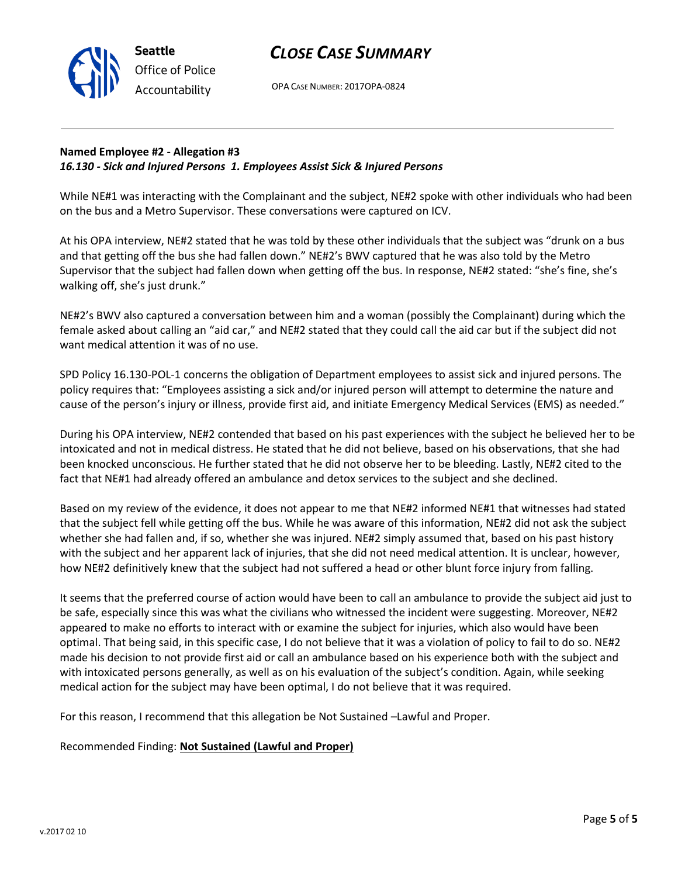**Named Employee #2 - Allegation #3**
***16.130 - Sick and Injured Persons 1. Employees Assist Sick & Injured Persons***

While NE#1 was interacting with the Complainant and the subject, NE#2 spoke with other individuals who had been on the bus and a Metro Supervisor. These conversations were captured on ICV.

At his OPA interview, NE#2 stated that he was told by these other individuals that the subject was "drunk on a bus and that getting off the bus she had fallen down." NE#2's BWV captured that he was also told by the Metro Supervisor that the subject had fallen down when getting off the bus. In response, NE#2 stated: "she's fine, she's walking off, she's just drunk."

NE#2's BWV also captured a conversation between him and a woman (possibly the Complainant) during which the female asked about calling an "aid car," and NE#2 stated that they could call the aid car but if the subject did not want medical attention it was of no use.

SPD Policy 16.130-POL-1 concerns the obligation of Department employees to assist sick and injured persons. The policy requires that: "Employees assisting a sick and/or injured person will attempt to determine the nature and cause of the person's injury or illness, provide first aid, and initiate Emergency Medical Services (EMS) as needed."

During his OPA interview, NE#2 contended that based on his past experiences with the subject he believed her to be intoxicated and not in medical distress. He stated that he did not believe, based on his observations, that she had been knocked unconscious. He further stated that he did not observe her to be bleeding. Lastly, NE#2 cited to the fact that NE#1 had already offered an ambulance and detox services to the subject and she declined.

Based on my review of the evidence, it does not appear to me that NE#2 informed NE#1 that witnesses had stated that the subject fell while getting off the bus. While he was aware of this information, NE#2 did not ask the subject whether she had fallen and, if so, whether she was injured. NE#2 simply assumed that, based on his past history with the subject and her apparent lack of injuries, that she did not need medical attention. It is unclear, however, how NE#2 definitively knew that the subject had not suffered a head or other blunt force injury from falling.

It seems that the preferred course of action would have been to call an ambulance to provide the subject aid just to be safe, especially since this was what the civilians who witnessed the incident were suggesting. Moreover, NE#2 appeared to make no efforts to interact with or examine the subject for injuries, which also would have been optimal. That being said, in this specific case, I do not believe that it was a violation of policy to fail to do so. NE#2 made his decision to not provide first aid or call an ambulance based on his experience both with the subject and with intoxicated persons generally, as well as on his evaluation of the subject's condition. Again, while seeking medical action for the subject may have been optimal, I do not believe that it was required.

For this reason, I recommend that this allegation be Not Sustained –Lawful and Proper.

Recommended Finding: **Not Sustained (Lawful and Proper)**